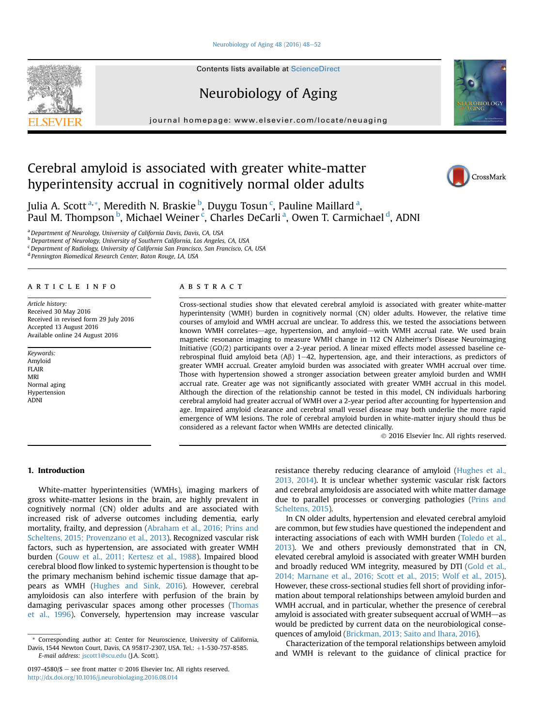# Cerebral amyloid is associated with greater white-matter hyperintensity accrual in cognitively normal older adults

Julia A. Scott[a,*], Meredith N. Braskie[b], Duygu Tosun[c], Pauline Maillard[a], Paul M. Thompson[b], Michael Weiner[c], Charles DeCarli[a], Owen T. Carmichael[d], ADNI

[a] Department of Neurology, University of California Davis, Davis, CA, USA
[b] Department of Neurology, University of Southern California, Los Angeles, CA, USA
[c] Department of Radiology, University of California San Francisco, San Francisco, CA, USA
[d] Pennington Biomedical Research Center, Baton Rouge, LA, USA

## ARTICLE INFO

*Article history:*
Received 30 May 2016
Received in revised form 29 July 2016
Accepted 13 August 2016
Available online 24 August 2016

*Keywords:*
Amyloid
FLAIR
MRI
Normal aging
Hypertension
ADNI

## ABSTRACT

Cross-sectional studies show that elevated cerebral amyloid is associated with greater white-matter hyperintensity (WMH) burden in cognitively normal (CN) older adults. However, the relative time courses of amyloid and WMH accrual are unclear. To address this, we tested the associations between known WMH correlates—age, hypertension, and amyloid—with WMH accrual rate. We used brain magnetic resonance imaging to measure WMH change in 112 CN Alzheimer's Disease Neuroimaging Initiative (GO/2) participants over a 2-year period. A linear mixed effects model assessed baseline cerebrospinal fluid amyloid beta (Aβ) 1–42, hypertension, age, and their interactions, as predictors of greater WMH accrual. Greater amyloid burden was associated with greater WMH accrual over time. Those with hypertension showed a stronger association between greater amyloid burden and WMH accrual rate. Greater age was not significantly associated with greater WMH accrual in this model. Although the direction of the relationship cannot be tested in this model, CN individuals harboring cerebral amyloid had greater accrual of WMH over a 2-year period after accounting for hypertension and age. Impaired amyloid clearance and cerebral small vessel disease may both underlie the more rapid emergence of WM lesions. The role of cerebral amyloid burden in white-matter injury should thus be considered as a relevant factor when WMHs are detected clinically.

© 2016 Elsevier Inc. All rights reserved.

## 1. Introduction

White-matter hyperintensities (WMHs), imaging markers of gross white-matter lesions in the brain, are highly prevalent in cognitively normal (CN) older adults and are associated with increased risk of adverse outcomes including dementia, early mortality, frailty, and depression (Abraham et al., 2016; Prins and Scheltens, 2015; Provenzano et al., 2013). Recognized vascular risk factors, such as hypertension, are associated with greater WMH burden (Gouw et al., 2011; Kertesz et al., 1988). Impaired blood cerebral blood flow linked to systemic hypertension is thought to be the primary mechanism behind ischemic tissue damage that appears as WMH (Hughes and Sink, 2016). However, cerebral amyloidosis can also interfere with perfusion of the brain by damaging perivascular spaces among other processes (Thomas et al., 1996). Conversely, hypertension may increase vascular resistance thereby reducing clearance of amyloid (Hughes et al., 2013, 2014). It is unclear whether systemic vascular risk factors and cerebral amyloidosis are associated with white matter damage due to parallel processes or converging pathologies (Prins and Scheltens, 2015).

In CN older adults, hypertension and elevated cerebral amyloid are common, but few studies have questioned the independent and interacting associations of each with WMH burden (Toledo et al., 2013). We and others previously demonstrated that in CN, elevated cerebral amyloid is associated with greater WMH burden and broadly reduced WM integrity, measured by DTI (Gold et al., 2014; Marnane et al., 2016; Scott et al., 2015; Wolf et al., 2015). However, these cross-sectional studies fell short of providing information about temporal relationships between amyloid burden and WMH accrual, and in particular, whether the presence of cerebral amyloid is associated with greater subsequent accrual of WMH—as would be predicted by current data on the neurobiological consequences of amyloid (Brickman, 2013; Saito and Ihara, 2016).

Characterization of the temporal relationships between amyloid and WMH is relevant to the guidance of clinical practice for

\* Corresponding author at: Center for Neuroscience, University of California, Davis, 1544 Newton Court, Davis, CA 95817-2307, USA. Tel.: +1-530-757-8585.
*E-mail address:* jscott1@scu.edu (J.A. Scott).

0197-4580/$ – see front matter © 2016 Elsevier Inc. All rights reserved.
http://dx.doi.org/10.1016/j.neurobiolaging.2016.08.014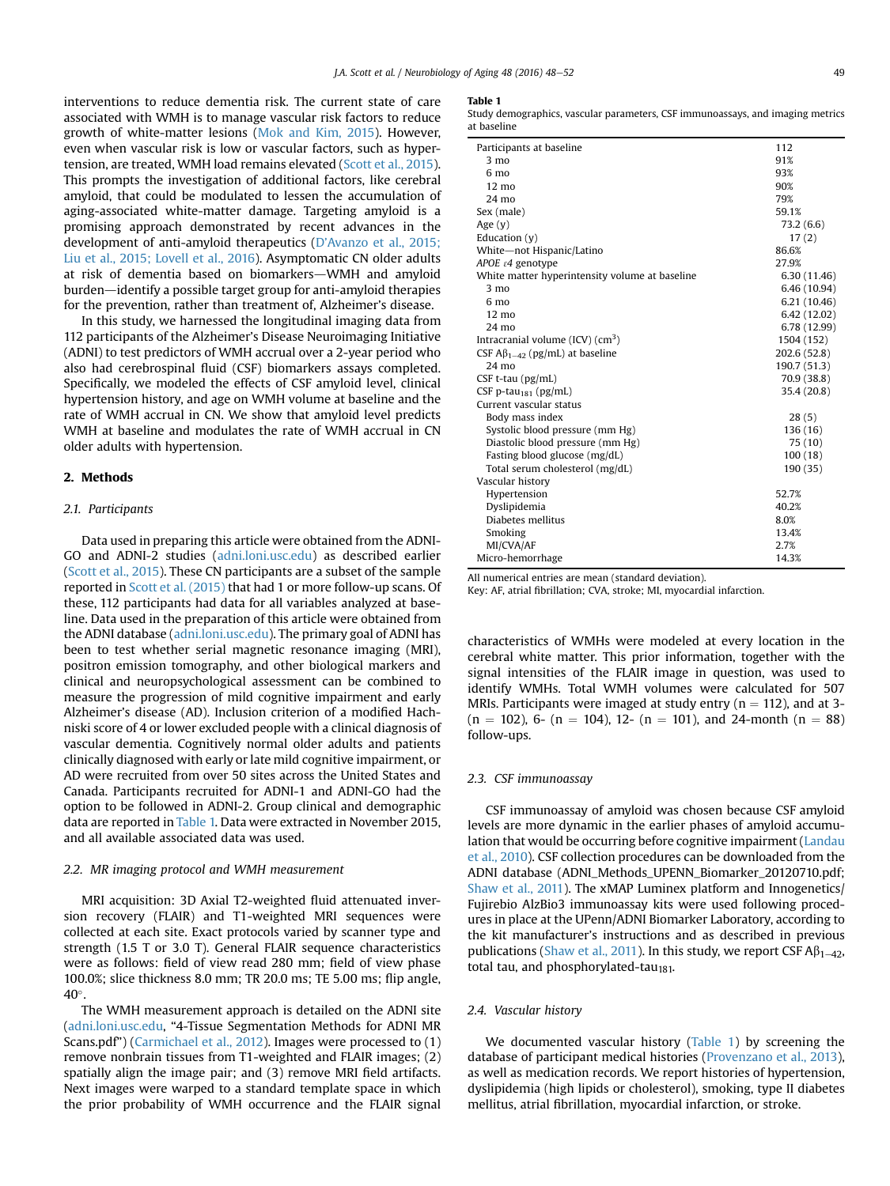interventions to reduce dementia risk. The current state of care associated with WMH is to manage vascular risk factors to reduce growth of white-matter lesions (Mok and Kim, 2015). However, even when vascular risk is low or vascular factors, such as hypertension, are treated, WMH load remains elevated (Scott et al., 2015). This prompts the investigation of additional factors, like cerebral amyloid, that could be modulated to lessen the accumulation of aging-associated white-matter damage. Targeting amyloid is a promising approach demonstrated by recent advances in the development of anti-amyloid therapeutics (D'Avanzo et al., 2015; Liu et al., 2015; Lovell et al., 2016). Asymptomatic CN older adults at risk of dementia based on biomarkers—WMH and amyloid burden—identify a possible target group for anti-amyloid therapies for the prevention, rather than treatment of, Alzheimer's disease.

In this study, we harnessed the longitudinal imaging data from 112 participants of the Alzheimer's Disease Neuroimaging Initiative (ADNI) to test predictors of WMH accrual over a 2-year period who also had cerebrospinal fluid (CSF) biomarkers assays completed. Specifically, we modeled the effects of CSF amyloid level, clinical hypertension history, and age on WMH volume at baseline and the rate of WMH accrual in CN. We show that amyloid level predicts WMH at baseline and modulates the rate of WMH accrual in CN older adults with hypertension.

## 2. Methods

### 2.1. Participants

Data used in preparing this article were obtained from the ADNI-GO and ADNI-2 studies (adni.loni.usc.edu) as described earlier (Scott et al., 2015). These CN participants are a subset of the sample reported in Scott et al. (2015) that had 1 or more follow-up scans. Of these, 112 participants had data for all variables analyzed at baseline. Data used in the preparation of this article were obtained from the ADNI database (adni.loni.usc.edu). The primary goal of ADNI has been to test whether serial magnetic resonance imaging (MRI), positron emission tomography, and other biological markers and clinical and neuropsychological assessment can be combined to measure the progression of mild cognitive impairment and early Alzheimer's disease (AD). Inclusion criterion of a modified Hachniski score of 4 or lower excluded people with a clinical diagnosis of vascular dementia. Cognitively normal older adults and patients clinically diagnosed with early or late mild cognitive impairment, or AD were recruited from over 50 sites across the United States and Canada. Participants recruited for ADNI-1 and ADNI-GO had the option to be followed in ADNI-2. Group clinical and demographic data are reported in Table 1. Data were extracted in November 2015, and all available associated data was used.

### 2.2. MR imaging protocol and WMH measurement

MRI acquisition: 3D Axial T2-weighted fluid attenuated inversion recovery (FLAIR) and T1-weighted MRI sequences were collected at each site. Exact protocols varied by scanner type and strength (1.5 T or 3.0 T). General FLAIR sequence characteristics were as follows: field of view read 280 mm; field of view phase 100.0%; slice thickness 8.0 mm; TR 20.0 ms; TE 5.00 ms; flip angle, 40°.

The WMH measurement approach is detailed on the ADNI site (adni.loni.usc.edu, "4-Tissue Segmentation Methods for ADNI MR Scans.pdf") (Carmichael et al., 2012). Images were processed to (1) remove nonbrain tissues from T1-weighted and FLAIR images; (2) spatially align the image pair; and (3) remove MRI field artifacts. Next images were warped to a standard template space in which the prior probability of WMH occurrence and the FLAIR signal characteristics of WMHs were modeled at every location in the cerebral white matter. This prior information, together with the signal intensities of the FLAIR image in question, was used to identify WMHs. Total WMH volumes were calculated for 507 MRIs. Participants were imaged at study entry (n = 112), and at 3- (n = 102), 6- (n = 104), 12- (n = 101), and 24-month (n = 88) follow-ups.

**Table 1**
Study demographics, vascular parameters, CSF immunoassays, and imaging metrics at baseline

| | |
|---|---|
| Participants at baseline | 112 |
| 3 mo | 91% |
| 6 mo | 93% |
| 12 mo | 90% |
| 24 mo | 79% |
| Sex (male) | 59.1% |
| Age (y) | 73.2 (6.6) |
| Education (y) | 17 (2) |
| White—not Hispanic/Latino | 86.6% |
| *APOE* ε4 genotype | 27.9% |
| White matter hyperintensity volume at baseline | 6.30 (11.46) |
| 3 mo | 6.46 (10.94) |
| 6 mo | 6.21 (10.46) |
| 12 mo | 6.42 (12.02) |
| 24 mo | 6.78 (12.99) |
| Intracranial volume (ICV) ($cm^3$) | 1504 (152) |
| CSF $A\beta_{1-42}$ (pg/mL) at baseline | 202.6 (52.8) |
| 24 mo | 190.7 (51.3) |
| CSF t-tau (pg/mL) | 70.9 (38.8) |
| CSF p-$tau_{181}$ (pg/mL) | 35.4 (20.8) |
| Current vascular status | |
| Body mass index | 28 (5) |
| Systolic blood pressure (mm Hg) | 136 (16) |
| Diastolic blood pressure (mm Hg) | 75 (10) |
| Fasting blood glucose (mg/dL) | 100 (18) |
| Total serum cholesterol (mg/dL) | 190 (35) |
| Vascular history | |
| Hypertension | 52.7% |
| Dyslipidemia | 40.2% |
| Diabetes mellitus | 8.0% |
| Smoking | 13.4% |
| MI/CVA/AF | 2.7% |
| Micro-hemorrhage | 14.3% |

All numerical entries are mean (standard deviation).
Key: AF, atrial fibrillation; CVA, stroke; MI, myocardial infarction.

### 2.3. CSF immunoassay

CSF immunoassay of amyloid was chosen because CSF amyloid levels are more dynamic in the earlier phases of amyloid accumulation that would be occurring before cognitive impairment (Landau et al., 2010). CSF collection procedures can be downloaded from the ADNI database (ADNI_Methods_UPENN_Biomarker_20120710.pdf; Shaw et al., 2011). The xMAP Luminex platform and Innogenetics/Fujirebio AlzBio3 immunoassay kits were used following procedures in place at the UPenn/ADNI Biomarker Laboratory, according to the kit manufacturer's instructions and as described in previous publications (Shaw et al., 2011). In this study, we report CSF $A\beta_{1-42}$, total tau, and phosphorylated-$tau_{181}$.

### 2.4. Vascular history

We documented vascular history (Table 1) by screening the database of participant medical histories (Provenzano et al., 2013), as well as medication records. We report histories of hypertension, dyslipidemia (high lipids or cholesterol), smoking, type II diabetes mellitus, atrial fibrillation, myocardial infarction, or stroke.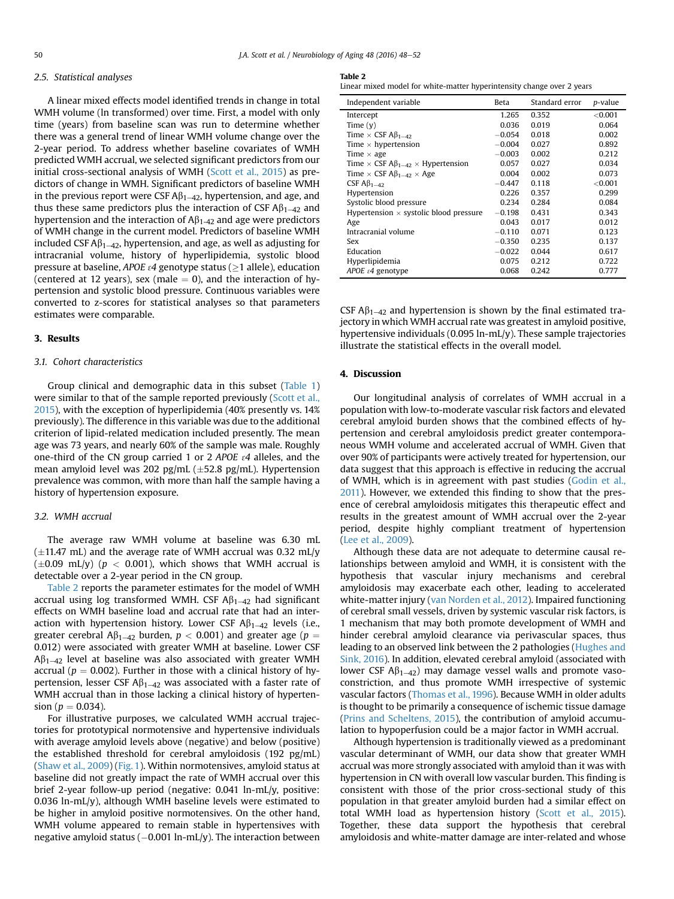### 2.5. Statistical analyses

A linear mixed effects model identified trends in change in total WMH volume (ln transformed) over time. First, a model with only time (years) from baseline scan was run to determine whether there was a general trend of linear WMH volume change over the 2-year period. To address whether baseline covariates of WMH predicted WMH accrual, we selected significant predictors from our initial cross-sectional analysis of WMH (Scott et al., 2015) as predictors of change in WMH. Significant predictors of baseline WMH in the previous report were CSF $A\beta_{1-42}$, hypertension, and age, and thus these same predictors plus the interaction of CSF $A\beta_{1-42}$ and hypertension and the interaction of $A\beta_{1-42}$ and age were predictors of WMH change in the current model. Predictors of baseline WMH included CSF $A\beta_{1-42}$, hypertension, and age, as well as adjusting for intracranial volume, history of hyperlipidemia, systolic blood pressure at baseline, *APOE ε4* genotype status (≥1 allele), education (centered at 12 years), sex (male = 0), and the interaction of hypertension and systolic blood pressure. Continuous variables were converted to z-scores for statistical analyses so that parameters estimates were comparable.

## 3. Results

### 3.1. Cohort characteristics

Group clinical and demographic data in this subset (Table 1) were similar to that of the sample reported previously (Scott et al., 2015), with the exception of hyperlipidemia (40% presently vs. 14% previously). The difference in this variable was due to the additional criterion of lipid-related medication included presently. The mean age was 73 years, and nearly 60% of the sample was male. Roughly one-third of the CN group carried 1 or 2 *APOE ε4* alleles, and the mean amyloid level was 202 pg/mL (±52.8 pg/mL). Hypertension prevalence was common, with more than half the sample having a history of hypertension exposure.

### 3.2. WMH accrual

The average raw WMH volume at baseline was 6.30 mL (±11.47 mL) and the average rate of WMH accrual was 0.32 mL/y (±0.09 mL/y) ($p < 0.001$), which shows that WMH accrual is detectable over a 2-year period in the CN group.

Table 2 reports the parameter estimates for the model of WMH accrual using log transformed WMH. CSF $A\beta_{1-42}$ had significant effects on WMH baseline load and accrual rate that had an interaction with hypertension history. Lower CSF $A\beta_{1-42}$ levels (i.e., greater cerebral $A\beta_{1-42}$ burden, $p < 0.001$) and greater age ($p = 0.012$) were associated with greater WMH at baseline. Lower CSF $A\beta_{1-42}$ level at baseline was also associated with greater WMH accrual ($p = 0.002$). Further in those with a clinical history of hypertension, lesser CSF $A\beta_{1-42}$ was associated with a faster rate of WMH accrual than in those lacking a clinical history of hypertension ($p = 0.034$).

For illustrative purposes, we calculated WMH accrual trajectories for prototypical normotensive and hypertensive individuals with average amyloid levels above (negative) and below (positive) the established threshold for cerebral amyloidosis (192 pg/mL) (Shaw et al., 2009) (Fig. 1). Within normotensives, amyloid status at baseline did not greatly impact the rate of WMH accrual over this brief 2-year follow-up period (negative: 0.041 ln-mL/y, positive: 0.036 ln-mL/y), although WMH baseline levels were estimated to be higher in amyloid positive normotensives. On the other hand, WMH volume appeared to remain stable in hypertensives with negative amyloid status (−0.001 ln-mL/y). The interaction between CSF $A\beta_{1-42}$ and hypertension is shown by the final estimated trajectory in which WMH accrual rate was greatest in amyloid positive, hypertensive individuals (0.095 ln-mL/y). These sample trajectories illustrate the statistical effects in the overall model.

**Table 2**
Linear mixed model for white-matter hyperintensity change over 2 years

| Independent variable | Beta | Standard error | p-value |
|---|---|---|---|
| Intercept | 1.265 | 0.352 | <0.001 |
| Time (y) | 0.036 | 0.019 | 0.064 |
| Time × CSF $A\beta_{1-42}$ | −0.054 | 0.018 | 0.002 |
| Time × hypertension | −0.004 | 0.027 | 0.892 |
| Time × age | −0.003 | 0.002 | 0.212 |
| Time × CSF $A\beta_{1-42}$ × Hypertension | 0.057 | 0.027 | 0.034 |
| Time × CSF $A\beta_{1-42}$ × Age | 0.004 | 0.002 | 0.073 |
| CSF $A\beta_{1-42}$ | −0.447 | 0.118 | <0.001 |
| Hypertension | 0.226 | 0.357 | 0.299 |
| Systolic blood pressure | 0.234 | 0.284 | 0.084 |
| Hypertension × systolic blood pressure | −0.198 | 0.431 | 0.343 |
| Age | 0.043 | 0.017 | 0.012 |
| Intracranial volume | −0.110 | 0.071 | 0.123 |
| Sex | −0.350 | 0.235 | 0.137 |
| Education | −0.022 | 0.044 | 0.617 |
| Hyperlipidemia | 0.075 | 0.212 | 0.722 |
| *APOE ε4* genotype | 0.068 | 0.242 | 0.777 |

## 4. Discussion

Our longitudinal analysis of correlates of WMH accrual in a population with low-to-moderate vascular risk factors and elevated cerebral amyloid burden shows that the combined effects of hypertension and cerebral amyloidosis predict greater contemporaneous WMH volume and accelerated accrual of WMH. Given that over 90% of participants were actively treated for hypertension, our data suggest that this approach is effective in reducing the accrual of WMH, which is in agreement with past studies (Godin et al., 2011). However, we extended this finding to show that the presence of cerebral amyloidosis mitigates this therapeutic effect and results in the greatest amount of WMH accrual over the 2-year period, despite highly compliant treatment of hypertension (Lee et al., 2009).

Although these data are not adequate to determine causal relationships between amyloid and WMH, it is consistent with the hypothesis that vascular injury mechanisms and cerebral amyloidosis may exacerbate each other, leading to accelerated white-matter injury (van Norden et al., 2012). Impaired functioning of cerebral small vessels, driven by systemic vascular risk factors, is 1 mechanism that may both promote development of WMH and hinder cerebral amyloid clearance via perivascular spaces, thus leading to an observed link between the 2 pathologies (Hughes and Sink, 2016). In addition, elevated cerebral amyloid (associated with lower CSF $A\beta_{1-42}$) may damage vessel walls and promote vasoconstriction, and thus promote WMH irrespective of systemic vascular factors (Thomas et al., 1996). Because WMH in older adults is thought to be primarily a consequence of ischemic tissue damage (Prins and Scheltens, 2015), the contribution of amyloid accumulation to hypoperfusion could be a major factor in WMH accrual.

Although hypertension is traditionally viewed as a predominant vascular determinant of WMH, our data show that greater WMH accrual was more strongly associated with amyloid than it was with hypertension in CN with overall low vascular burden. This finding is consistent with those of the prior cross-sectional study of this population in that greater amyloid burden had a similar effect on total WMH load as hypertension history (Scott et al., 2015). Together, these data support the hypothesis that cerebral amyloidosis and white-matter damage are inter-related and whose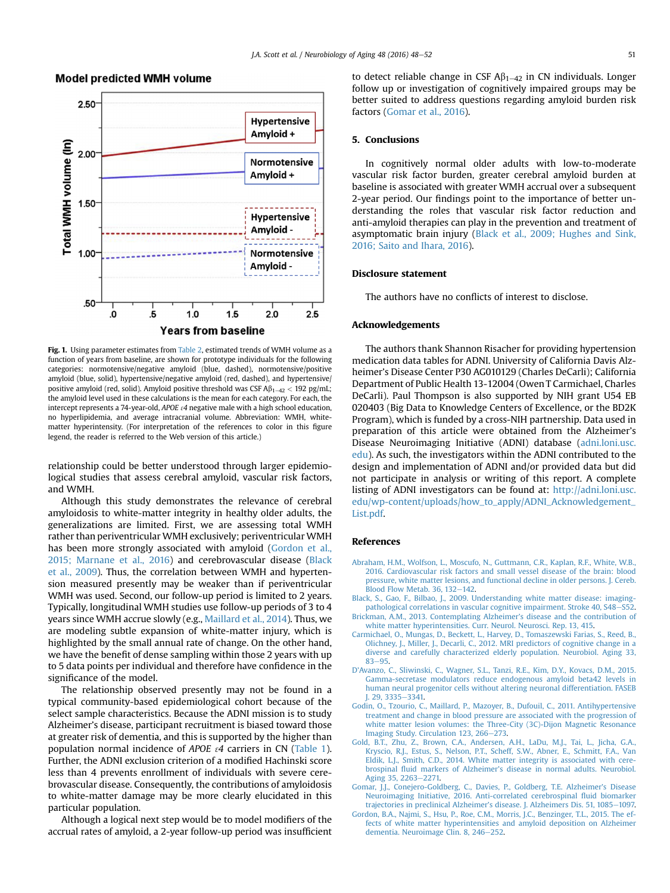Model predicted WMH volume

Fig. 1. Using parameter estimates from Table 2, estimated trends of WMH volume as a function of years from baseline, are shown for prototype individuals for the following categories: normotensive/negative amyloid (blue, dashed), normotensive/positive amyloid (blue, solid), hypertensive/negative amyloid (red, dashed), and hypertensive/positive amyloid (red, solid). Amyloid positive threshold was CSF A$\beta_{1-42}$ < 192 pg/mL; the amyloid level used in these calculations is the mean for each category. For each, the intercept represents a 74-year-old, *APOE ε4* negative male with a high school education, no hyperlipidemia, and average intracranial volume. Abbreviation: WMH, white-matter hyperintensity. (For interpretation of the references to color in this figure legend, the reader is referred to the Web version of this article.)

relationship could be better understood through larger epidemiological studies that assess cerebral amyloid, vascular risk factors, and WMH.

Although this study demonstrates the relevance of cerebral amyloidosis to white-matter integrity in healthy older adults, the generalizations are limited. First, we are assessing total WMH rather than periventricular WMH exclusively; periventricular WMH has been more strongly associated with amyloid (Gordon et al., 2015; Marnane et al., 2016) and cerebrovascular disease (Black et al., 2009). Thus, the correlation between WMH and hypertension measured presently may be weaker than if periventricular WMH was used. Second, our follow-up period is limited to 2 years. Typically, longitudinal WMH studies use follow-up periods of 3 to 4 years since WMH accrue slowly (e.g., Maillard et al., 2014). Thus, we are modeling subtle expansion of white-matter injury, which is highlighted by the small annual rate of change. On the other hand, we have the benefit of dense sampling within those 2 years with up to 5 data points per individual and therefore have confidence in the significance of the model.

The relationship observed presently may not be found in a typical community-based epidemiological cohort because of the select sample characteristics. Because the ADNI mission is to study Alzheimer's disease, participant recruitment is biased toward those at greater risk of dementia, and this is supported by the higher than population normal incidence of *APOE ε4* carriers in CN (Table 1). Further, the ADNI exclusion criterion of a modified Hachinski score less than 4 prevents enrollment of individuals with severe cerebrovascular disease. Consequently, the contributions of amyloidosis to white-matter damage may be more clearly elucidated in this particular population.

Although a logical next step would be to model modifiers of the accrual rates of amyloid, a 2-year follow-up period was insufficient to detect reliable change in CSF A$\beta_{1-42}$ in CN individuals. Longer follow up or investigation of cognitively impaired groups may be better suited to address questions regarding amyloid burden risk factors (Gomar et al., 2016).

## 5. Conclusions

In cognitively normal older adults with low-to-moderate vascular risk factor burden, greater cerebral amyloid burden at baseline is associated with greater WMH accrual over a subsequent 2-year period. Our findings point to the importance of better understanding the roles that vascular risk factor reduction and anti-amyloid therapies can play in the prevention and treatment of asymptomatic brain injury (Black et al., 2009; Hughes and Sink, 2016; Saito and Ihara, 2016).

## Disclosure statement

The authors have no conflicts of interest to disclose.

## Acknowledgements

The authors thank Shannon Risacher for providing hypertension medication data tables for ADNI. University of California Davis Alzheimer's Disease Center P30 AG010129 (Charles DeCarli); California Department of Public Health 13-12004 (Owen T Carmichael, Charles DeCarli). Paul Thompson is also supported by NIH grant U54 EB 020403 (Big Data to Knowledge Centers of Excellence, or the BD2K Program), which is funded by a cross-NIH partnership. Data used in preparation of this article were obtained from the Alzheimer's Disease Neuroimaging Initiative (ADNI) database (adni.loni.usc.edu). As such, the investigators within the ADNI contributed to the design and implementation of ADNI and/or provided data but did not participate in analysis or writing of this report. A complete listing of ADNI investigators can be found at: http://adni.loni.usc.edu/wp-content/uploads/how_to_apply/ADNI_Acknowledgement_List.pdf.

## References

Abraham, H.M., Wolfson, L., Moscufo, N., Guttmann, C.R., Kaplan, R.F., White, W.B., 2016. Cardiovascular risk factors and small vessel disease of the brain: blood pressure, white matter lesions, and functional decline in older persons. J. Cereb. Blood Flow Metab. 36, 132–142.

Black, S., Gao, F., Bilbao, J., 2009. Understanding white matter disease: imaging-pathological correlations in vascular cognitive impairment. Stroke 40, S48–S52.

Brickman, A.M., 2013. Contemplating Alzheimer's disease and the contribution of white matter hyperintensities. Curr. Neurol. Neurosci. Rep. 13, 415.

Carmichael, O., Mungas, D., Beckett, L., Harvey, D., Tomaszewski Farias, S., Reed, B., Olichney, J., Miller, J., Decarli, C., 2012. MRI predictors of cognitive change in a diverse and carefully characterized elderly population. Neurobiol. Aging 33, 83–95.

D'Avanzo, C., Sliwinski, C., Wagner, S.L., Tanzi, R.E., Kim, D.Y., Kovacs, D.M., 2015. Gamma-secretase modulators reduce endogenous amyloid beta42 levels in human neural progenitor cells without altering neuronal differentiation. FASEB J. 29, 3335–3341.

Godin, O., Tzourio, C., Maillard, P., Mazoyer, B., Dufouil, C., 2011. Antihypertensive treatment and change in blood pressure are associated with the progression of white matter lesion volumes: the Three-City (3C)-Dijon Magnetic Resonance Imaging Study. Circulation 123, 266–273.

Gold, B.T., Zhu, Z., Brown, C.A., Andersen, A.H., LaDu, M.J., Tai, L., Jicha, G.A., Kryscio, R.J., Estus, S., Nelson, P.T., Scheff, S.W., Abner, E., Schmitt, F.A., Van Eldik, L.J., Smith, C.D., 2014. White matter integrity is associated with cerebrospinal fluid markers of Alzheimer's disease in normal adults. Neurobiol. Aging 35, 2263–2271.

Gomar, J.J., Conejero-Goldberg, C., Davies, P., Goldberg, T.E. Alzheimer's Disease Neuroimaging Initiative, 2016. Anti-correlated cerebrospinal fluid biomarker trajectories in preclinical Alzheimer's disease. J. Alzheimers Dis. 51, 1085–1097.

Gordon, B.A., Najmi, S., Hsu, P., Roe, C.M., Morris, J.C., Benzinger, T.L., 2015. The effects of white matter hyperintensities and amyloid deposition on Alzheimer dementia. Neuroimage Clin. 8, 246–252.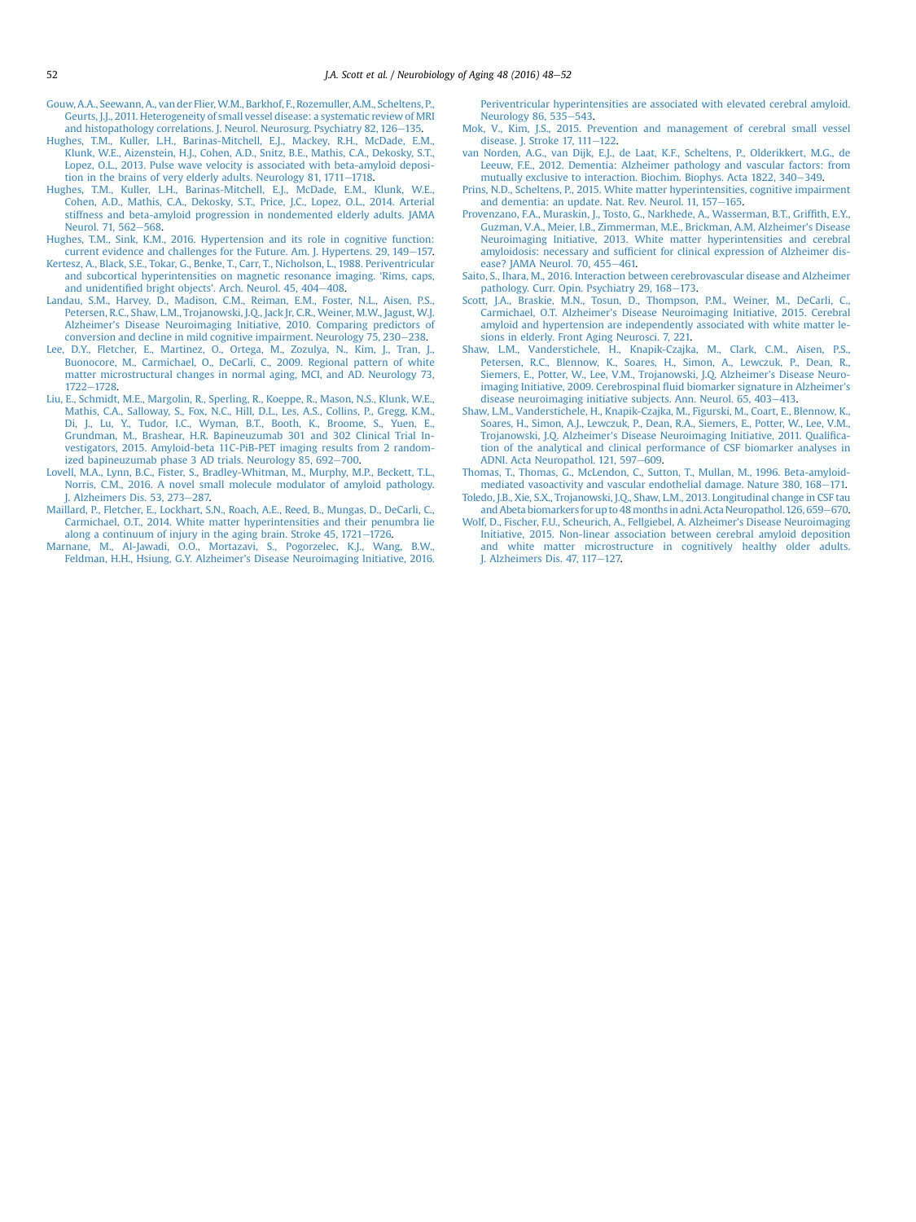Gouw, A.A., Seewann, A., van der Flier, W.M., Barkhof, F., Rozemuller, A.M., Scheltens, P., Geurts, J.J., 2011. Heterogeneity of small vessel disease: a systematic review of MRI and histopathology correlations. J. Neurol. Neurosurg. Psychiatry 82, 126–135.

Hughes, T.M., Kuller, L.H., Barinas-Mitchell, E.J., Mackey, R.H., McDade, E.M., Klunk, W.E., Aizenstein, H.J., Cohen, A.D., Snitz, B.E., Mathis, C.A., Dekosky, S.T., Lopez, O.L., 2013. Pulse wave velocity is associated with beta-amyloid deposition in the brains of very elderly adults. Neurology 81, 1711–1718.

Hughes, T.M., Kuller, L.H., Barinas-Mitchell, E.J., McDade, E.M., Klunk, W.E., Cohen, A.D., Mathis, C.A., Dekosky, S.T., Price, J.C., Lopez, O.L., 2014. Arterial stiffness and beta-amyloid progression in nondemented elderly adults. JAMA Neurol. 71, 562–568.

Hughes, T.M., Sink, K.M., 2016. Hypertension and its role in cognitive function: current evidence and challenges for the Future. Am. J. Hypertens. 29, 149–157.

Kertesz, A., Black, S.E., Tokar, G., Benke, T., Carr, T., Nicholson, L., 1988. Periventricular and subcortical hyperintensities on magnetic resonance imaging. 'Rims, caps, and unidentified bright objects'. Arch. Neurol. 45, 404–408.

Landau, S.M., Harvey, D., Madison, C.M., Reiman, E.M., Foster, N.L., Aisen, P.S., Petersen, R.C., Shaw, L.M., Trojanowski, J.Q., Jack Jr, C.R., Weiner, M.W., Jagust, W.J. Alzheimer's Disease Neuroimaging Initiative, 2010. Comparing predictors of conversion and decline in mild cognitive impairment. Neurology 75, 230–238.

Lee, D.Y., Fletcher, E., Martinez, O., Ortega, M., Zozulya, N., Kim, J., Tran, J., Buonocore, M., Carmichael, O., DeCarli, C., 2009. Regional pattern of white matter microstructural changes in normal aging, MCI, and AD. Neurology 73, 1722–1728.

Liu, E., Schmidt, M.E., Margolin, R., Sperling, R., Koeppe, R., Mason, N.S., Klunk, W.E., Mathis, C.A., Salloway, S., Fox, N.C., Hill, D.L., Les, A.S., Collins, P., Gregg, K.M., Di, J., Lu, Y., Tudor, I.C., Wyman, B.T., Booth, K., Broome, S., Yuen, E., Grundman, M., Brashear, H.R. Bapineuzumab 301 and 302 Clinical Trial Investigators, 2015. Amyloid-beta 11C-PiB-PET imaging results from 2 randomized bapineuzumab phase 3 AD trials. Neurology 85, 692–700.

Lovell, M.A., Lynn, B.C., Fister, S., Bradley-Whitman, M., Murphy, M.P., Beckett, T.L., Norris, C.M., 2016. A novel small molecule modulator of amyloid pathology. J. Alzheimers Dis. 53, 273–287.

Maillard, P., Fletcher, E., Lockhart, S.N., Roach, A.E., Reed, B., Mungas, D., DeCarli, C., Carmichael, O.T., 2014. White matter hyperintensities and their penumbra lie along a continuum of injury in the aging brain. Stroke 45, 1721–1726.

Marnane, M., Al-Jawadi, O.O., Mortazavi, S., Pogorzelec, K.J., Wang, B.W., Feldman, H.H., Hsiung, G.Y. Alzheimer's Disease Neuroimaging Initiative, 2016. Periventricular hyperintensities are associated with elevated cerebral amyloid. Neurology 86, 535–543.

Mok, V., Kim, J.S., 2015. Prevention and management of cerebral small vessel disease. J. Stroke 17, 111–122.

van Norden, A.G., van Dijk, E.J., de Laat, K.F., Scheltens, P., Olderikkert, M.G., de Leeuw, F.E., 2012. Dementia: Alzheimer pathology and vascular factors: from mutually exclusive to interaction. Biochim. Biophys. Acta 1822, 340–349.

Prins, N.D., Scheltens, P., 2015. White matter hyperintensities, cognitive impairment and dementia: an update. Nat. Rev. Neurol. 11, 157–165.

Provenzano, F.A., Muraskin, J., Tosto, G., Narkhede, A., Wasserman, B.T., Griffith, E.Y., Guzman, V.A., Meier, I.B., Zimmerman, M.E., Brickman, A.M. Alzheimer's Disease Neuroimaging Initiative, 2013. White matter hyperintensities and cerebral amyloidosis: necessary and sufficient for clinical expression of Alzheimer disease? JAMA Neurol. 70, 455–461.

Saito, S., Ihara, M., 2016. Interaction between cerebrovascular disease and Alzheimer pathology. Curr. Opin. Psychiatry 29, 168–173.

Scott, J.A., Braskie, M.N., Tosun, D., Thompson, P.M., Weiner, M., DeCarli, C., Carmichael, O.T. Alzheimer's Disease Neuroimaging Initiative, 2015. Cerebral amyloid and hypertension are independently associated with white matter lesions in elderly. Front Aging Neurosci. 7, 221.

Shaw, L.M., Vanderstichele, H., Knapik-Czajka, M., Clark, C.M., Aisen, P.S., Petersen, R.C., Blennow, K., Soares, H., Simon, A., Lewczuk, P., Dean, R., Siemers, E., Potter, W., Lee, V.M., Trojanowski, J.Q. Alzheimer's Disease Neuroimaging Initiative, 2009. Cerebrospinal fluid biomarker signature in Alzheimer's disease neuroimaging initiative subjects. Ann. Neurol. 65, 403–413.

Shaw, L.M., Vanderstichele, H., Knapik-Czajka, M., Figurski, M., Coart, E., Blennow, K., Soares, H., Simon, A.J., Lewczuk, P., Dean, R.A., Siemers, E., Potter, W., Lee, V.M., Trojanowski, J.Q. Alzheimer's Disease Neuroimaging Initiative, 2011. Qualification of the analytical and clinical performance of CSF biomarker analyses in ADNI. Acta Neuropathol. 121, 597–609.

Thomas, T., Thomas, G., McLendon, C., Sutton, T., Mullan, M., 1996. Beta-amyloid-mediated vasoactivity and vascular endothelial damage. Nature 380, 168–171.

Toledo, J.B., Xie, S.X., Trojanowski, J.Q., Shaw, L.M., 2013. Longitudinal change in CSF tau and Abeta biomarkers for up to 48 months in adni. Acta Neuropathol. 126, 659–670.

Wolf, D., Fischer, F.U., Scheurich, A., Fellgiebel, A. Alzheimer's Disease Neuroimaging Initiative, 2015. Non-linear association between cerebral amyloid deposition and white matter microstructure in cognitively healthy older adults. J. Alzheimers Dis. 47, 117–127.